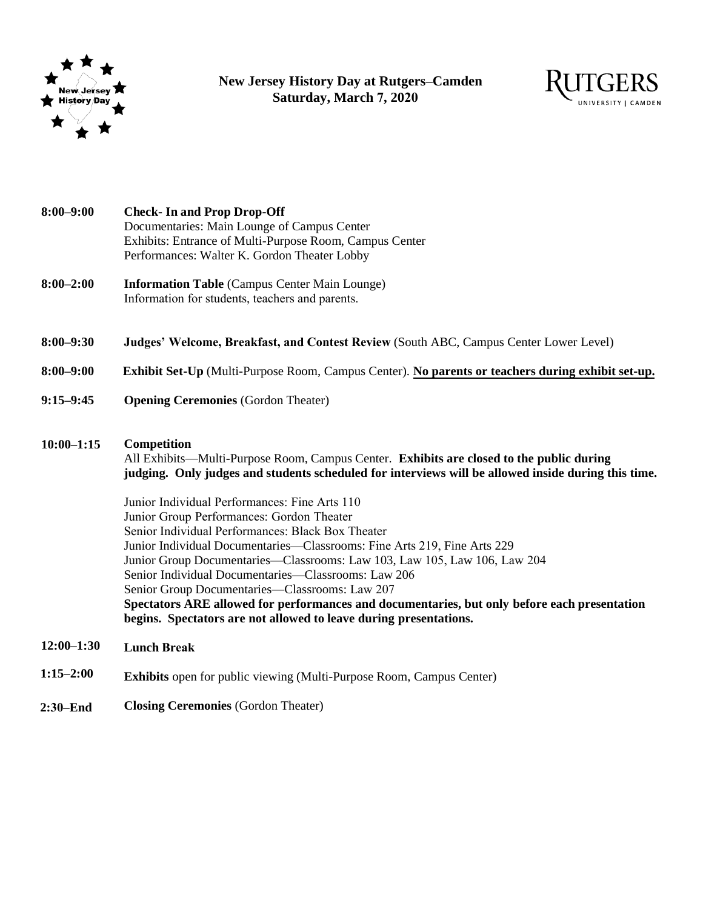# New Jersey History Day at Rutgers–Camden
## Saturday, March 7, 2020

**8:00–9:00** **Check- In and Prop Drop-Off**
Documentaries: Main Lounge of Campus Center
Exhibits: Entrance of Multi-Purpose Room, Campus Center
Performances: Walter K. Gordon Theater Lobby

**8:00–2:00** **Information Table** (Campus Center Main Lounge)
Information for students, teachers and parents.

**8:00–9:30** **Judges' Welcome, Breakfast, and Contest Review** (South ABC, Campus Center Lower Level)

**8:00–9:00** **Exhibit Set-Up** (Multi-Purpose Room, Campus Center). **<u>No parents or teachers during exhibit set-up.</u>**

**9:15–9:45** **Opening Ceremonies** (Gordon Theater)

**10:00–1:15** **Competition**
All Exhibits—Multi-Purpose Room, Campus Center. **Exhibits are closed to the public during judging. Only judges and students scheduled for interviews will be allowed inside during this time.**

Junior Individual Performances: Fine Arts 110
Junior Group Performances: Gordon Theater
Senior Individual Performances: Black Box Theater
Junior Individual Documentaries—Classrooms: Fine Arts 219, Fine Arts 229
Junior Group Documentaries—Classrooms: Law 103, Law 105, Law 106, Law 204
Senior Individual Documentaries—Classrooms: Law 206
Senior Group Documentaries—Classrooms: Law 207
**Spectators ARE allowed for performances and documentaries, but only before each presentation begins. Spectators are not allowed to leave during presentations.**

**12:00–1:30** **Lunch Break**

**1:15–2:00** **Exhibits** open for public viewing (Multi-Purpose Room, Campus Center)

**2:30–End** **Closing Ceremonies** (Gordon Theater)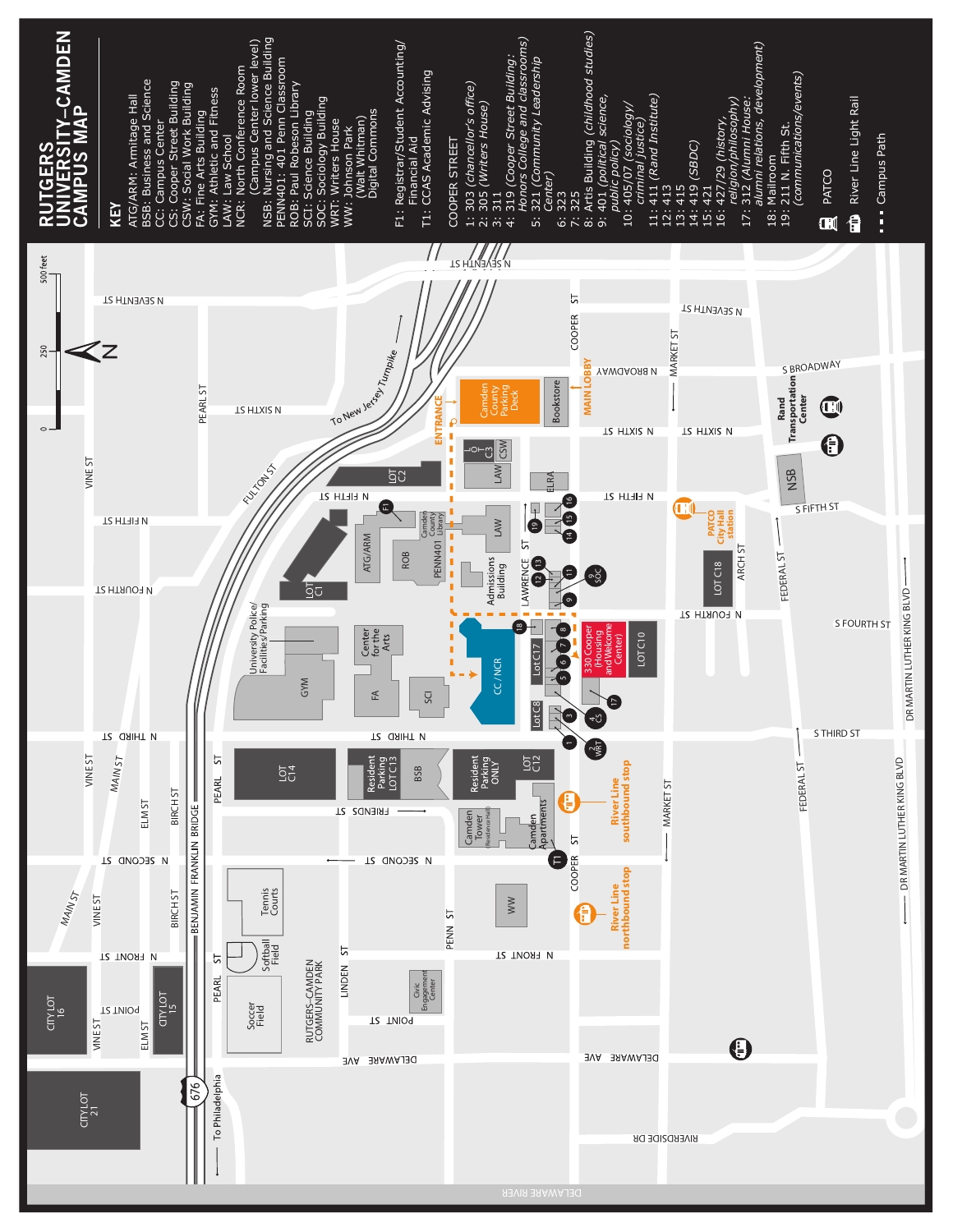# RUTGERS UNIVERSITY–CAMDEN CAMPUS MAP

## KEY

- ATG/ARM: Armitage Hall
- BSB: Business and Science
- CC: Campus Center
- CS: Cooper Street Building
- CSW: Social Work Building
- FA: Fine Arts Building
- GYM: Athletic and Fitness
- LAW: Law School
- NCR: North Conference Room (Campus Center lower level)
- NSB: Nursing and Science Building
- PENN401: 401 Penn Classroom
- ROB: Paul Robeson Library
- SCI: Science Building
- SOC: Sociology Building
- WRT: Writers House
- WW: Johnson Park (Walt Whitman) Digital Commons

- F1: Registrar/Student Accounting/Financial Aid
- T1: CCAS Academic Advising

### COOPER STREET

- 1: 303 (*chancellor's office*)
- 2: 305 (*Writers House*)
- 3: 311
- 4: 319 (*Cooper Street Building: Honors College and classrooms*)
- 5: 321 (*Community Leadership Center*)
- 6: 323
- 7: 325
- 8: Artis Building (*childhood studies*)
- 9: 401 (*political science, public policy*)
- 10: 405/07 (*sociology/criminal justice*)
- 11: 411 (*Rand Institute*)
- 12: 413
- 13: 415
- 14: 419 (*SBDC*)
- 15: 421
- 16: 427/29 (*history, religion/philosophy*)
- 17: 312 (*Alumni House: alumni relations, development*)
- 18: Mailroom
- 19: 211 N. Fifth St. (*communications/events*)

- PATCO
- River Line Light Rail
- Campus Path

Map labels: 0, 250, 500 feet; N; Camden County Parking Deck; Bookstore; MAIN LOBBY; ENTRANCE; LOT C3; CSW; LOT C2; LAW; ELRA; To New Jersey Turnpike; FULTON ST; N SEVENTH ST; N SIXTH ST; N FIFTH ST; N FOURTH ST; N THIRD ST; N SECOND ST; N FRONT ST; POINT ST; DELAWARE AVE; COOPER ST; N BROADWAY; MARKET ST; S BROADWAY; Rand Transportation Center; NSB; S FIFTH ST; PATCO City Hall station; LOT C18; ARCH ST; FEDERAL ST; S FOURTH ST; S THIRD ST; DR MARTIN LUTHER KING BLVD; RIVERSIDE DR; DELAWARE RIVER; ATG/ARM; ROB; PENN401; Camden County Library; F1; LOT C1; Admissions Building; LAWRENCE ST; University Police/Facilities/Parking; GYM; Center for the Arts; FA; SCI; CC/NCR; Lot C17; Lot C8; 330 Cooper (Housing and Welcome Center); LOT C10; LOT C14; Resident Parking LOT C13; BSB; Resident Parking ONLY; LOT C12; FRIENDS ST; Camden Tower (Residence Hall); Camden Apartments; River Line southbound stop; River Line northbound stop; PEARL ST; MAIN ST; VINE ST; ELM ST; BIRCH ST; BENJAMIN FRANKLIN BRIDGE; Tennis Courts; Softball Field; Soccer Field; RUTGERS–CAMDEN COMMUNITY PARK; LINDEN ST; PENN ST; WW; Civic Engagement Center; CITY LOT 16; CITY LOT 15; CITY LOT 21; 676; To Philadelphia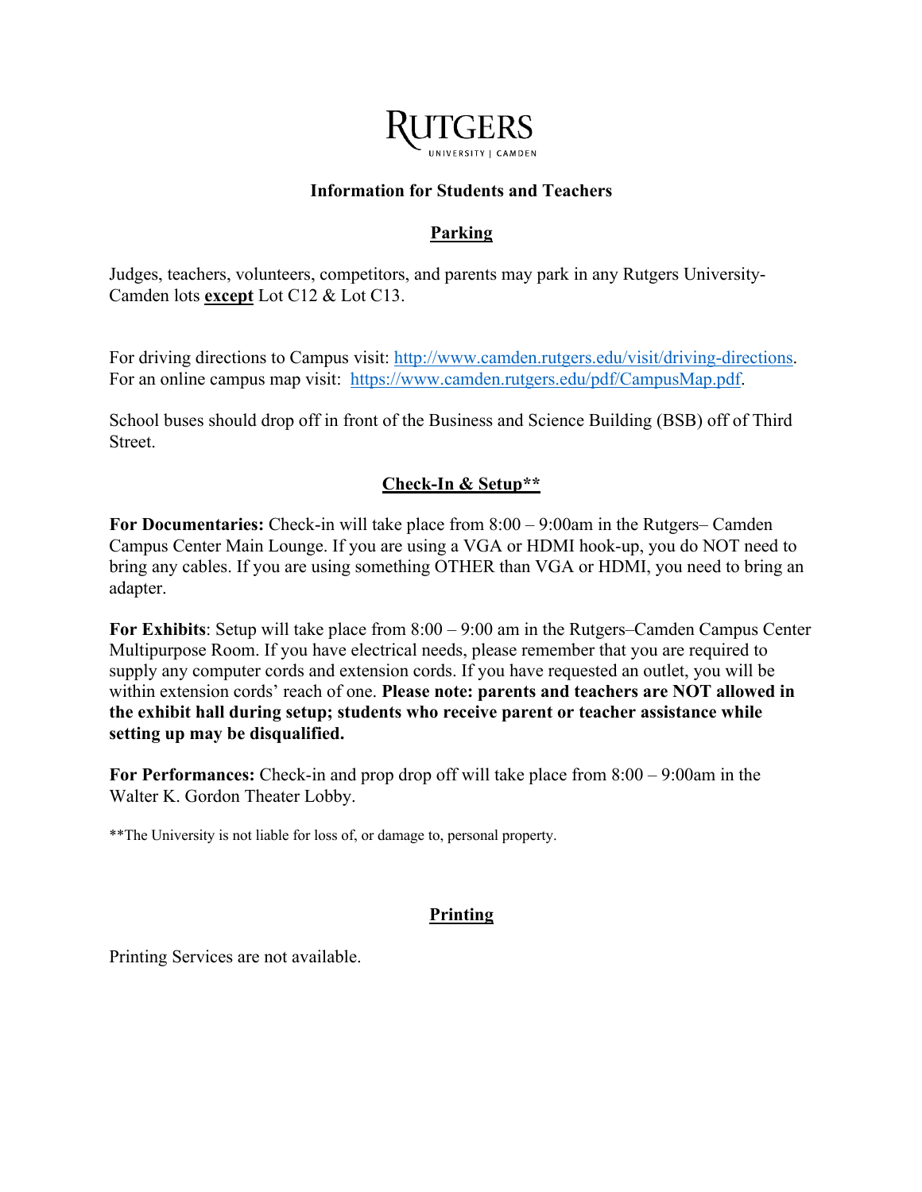# RUTGERS

UNIVERSITY | CAMDEN

## Information for Students and Teachers

### Parking

Judges, teachers, volunteers, competitors, and parents may park in any Rutgers University-Camden lots **except** Lot C12 & Lot C13.

For driving directions to Campus visit: http://www.camden.rutgers.edu/visit/driving-directions.
For an online campus map visit: https://www.camden.rutgers.edu/pdf/CampusMap.pdf.

School buses should drop off in front of the Business and Science Building (BSB) off of Third Street.

### Check-In & Setup**

**For Documentaries:** Check-in will take place from 8:00 – 9:00am in the Rutgers– Camden Campus Center Main Lounge. If you are using a VGA or HDMI hook-up, you do NOT need to bring any cables. If you are using something OTHER than VGA or HDMI, you need to bring an adapter.

**For Exhibits**: Setup will take place from 8:00 – 9:00 am in the Rutgers–Camden Campus Center Multipurpose Room. If you have electrical needs, please remember that you are required to supply any computer cords and extension cords. If you have requested an outlet, you will be within extension cords' reach of one. **Please note: parents and teachers are NOT allowed in the exhibit hall during setup; students who receive parent or teacher assistance while setting up may be disqualified.**

**For Performances:** Check-in and prop drop off will take place from 8:00 – 9:00am in the Walter K. Gordon Theater Lobby.

**The University is not liable for loss of, or damage to, personal property.

### Printing

Printing Services are not available.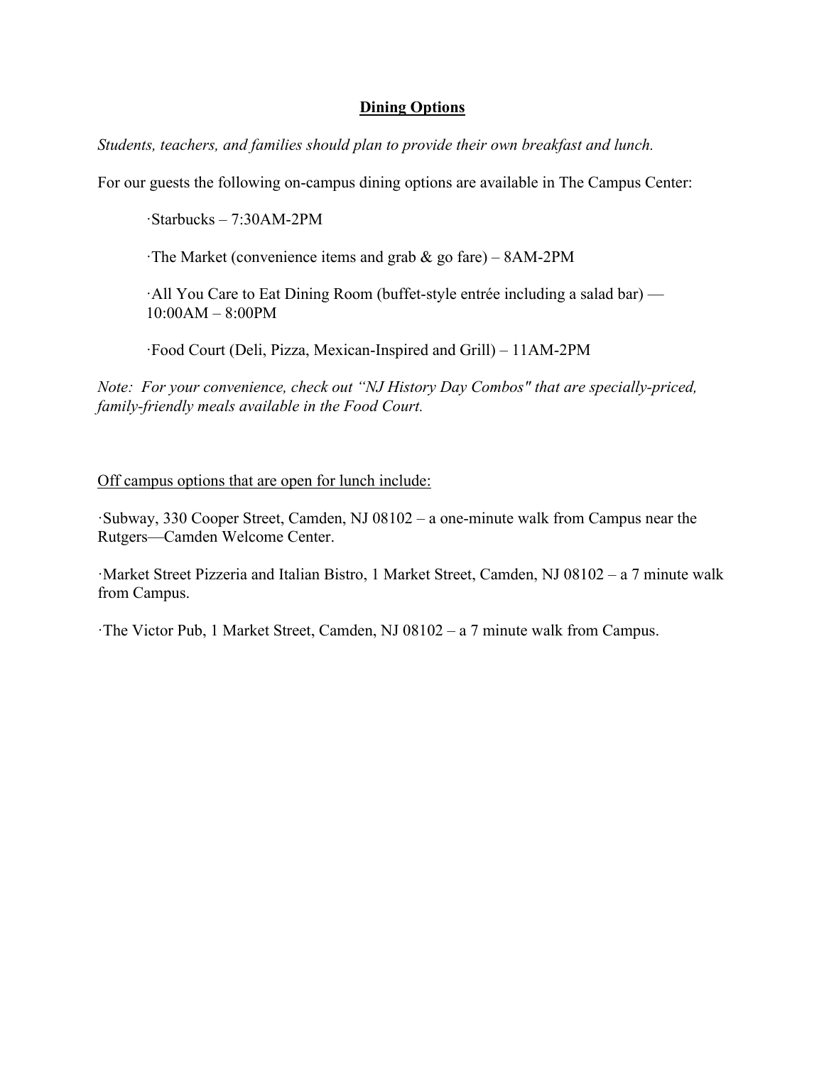## Dining Options

*Students, teachers, and families should plan to provide their own breakfast and lunch.*

For our guests the following on-campus dining options are available in The Campus Center:

- Starbucks – 7:30AM-2PM
- The Market (convenience items and grab & go fare) – 8AM-2PM
- All You Care to Eat Dining Room (buffet-style entrée including a salad bar) — 10:00AM – 8:00PM
- Food Court (Deli, Pizza, Mexican-Inspired and Grill) – 11AM-2PM

*Note: For your convenience, check out "NJ History Day Combos" that are specially-priced, family-friendly meals available in the Food Court.*

<u>Off campus options that are open for lunch include:</u>

- Subway, 330 Cooper Street, Camden, NJ 08102 – a one-minute walk from Campus near the Rutgers—Camden Welcome Center.
- Market Street Pizzeria and Italian Bistro, 1 Market Street, Camden, NJ 08102 – a 7 minute walk from Campus.
- The Victor Pub, 1 Market Street, Camden, NJ 08102 – a 7 minute walk from Campus.